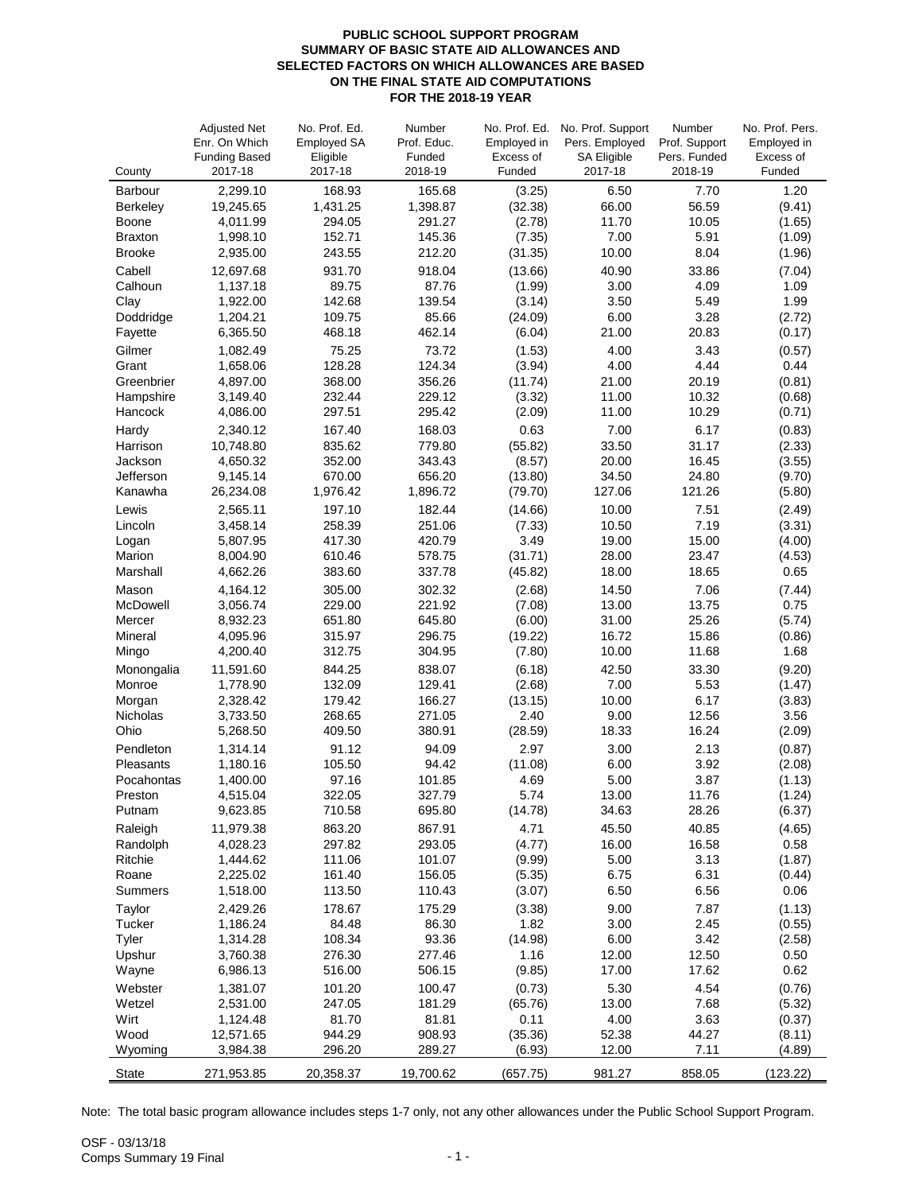# PUBLIC SCHOOL SUPPORT PROGRAM
## SUMMARY OF BASIC STATE AID ALLOWANCES AND SELECTED FACTORS ON WHICH ALLOWANCES ARE BASED ON THE FINAL STATE AID COMPUTATIONS FOR THE 2018-19 YEAR

| County | Adjusted Net Enr. On Which Funding Based 2017-18 | No. Prof. Ed. Employed SA Eligible 2017-18 | Number Prof. Educ. Funded 2018-19 | No. Prof. Ed. Employed in Excess of Funded | No. Prof. Support Pers. Employed SA Eligible 2017-18 | Number Prof. Support Pers. Funded 2018-19 | No. Prof. Pers. Employed in Excess of Funded |
|---|---|---|---|---|---|---|---|
| Barbour | 2,299.10 | 168.93 | 165.68 | (3.25) | 6.50 | 7.70 | 1.20 |
| Berkeley | 19,245.65 | 1,431.25 | 1,398.87 | (32.38) | 66.00 | 56.59 | (9.41) |
| Boone | 4,011.99 | 294.05 | 291.27 | (2.78) | 11.70 | 10.05 | (1.65) |
| Braxton | 1,998.10 | 152.71 | 145.36 | (7.35) | 7.00 | 5.91 | (1.09) |
| Brooke | 2,935.00 | 243.55 | 212.20 | (31.35) | 10.00 | 8.04 | (1.96) |
| Cabell | 12,697.68 | 931.70 | 918.04 | (13.66) | 40.90 | 33.86 | (7.04) |
| Calhoun | 1,137.18 | 89.75 | 87.76 | (1.99) | 3.00 | 4.09 | 1.09 |
| Clay | 1,922.00 | 142.68 | 139.54 | (3.14) | 3.50 | 5.49 | 1.99 |
| Doddridge | 1,204.21 | 109.75 | 85.66 | (24.09) | 6.00 | 3.28 | (2.72) |
| Fayette | 6,365.50 | 468.18 | 462.14 | (6.04) | 21.00 | 20.83 | (0.17) |
| Gilmer | 1,082.49 | 75.25 | 73.72 | (1.53) | 4.00 | 3.43 | (0.57) |
| Grant | 1,658.06 | 128.28 | 124.34 | (3.94) | 4.00 | 4.44 | 0.44 |
| Greenbrier | 4,897.00 | 368.00 | 356.26 | (11.74) | 21.00 | 20.19 | (0.81) |
| Hampshire | 3,149.40 | 232.44 | 229.12 | (3.32) | 11.00 | 10.32 | (0.68) |
| Hancock | 4,086.00 | 297.51 | 295.42 | (2.09) | 11.00 | 10.29 | (0.71) |
| Hardy | 2,340.12 | 167.40 | 168.03 | 0.63 | 7.00 | 6.17 | (0.83) |
| Harrison | 10,748.80 | 835.62 | 779.80 | (55.82) | 33.50 | 31.17 | (2.33) |
| Jackson | 4,650.32 | 352.00 | 343.43 | (8.57) | 20.00 | 16.45 | (3.55) |
| Jefferson | 9,145.14 | 670.00 | 656.20 | (13.80) | 34.50 | 24.80 | (9.70) |
| Kanawha | 26,234.08 | 1,976.42 | 1,896.72 | (79.70) | 127.06 | 121.26 | (5.80) |
| Lewis | 2,565.11 | 197.10 | 182.44 | (14.66) | 10.00 | 7.51 | (2.49) |
| Lincoln | 3,458.14 | 258.39 | 251.06 | (7.33) | 10.50 | 7.19 | (3.31) |
| Logan | 5,807.95 | 417.30 | 420.79 | 3.49 | 19.00 | 15.00 | (4.00) |
| Marion | 8,004.90 | 610.46 | 578.75 | (31.71) | 28.00 | 23.47 | (4.53) |
| Marshall | 4,662.26 | 383.60 | 337.78 | (45.82) | 18.00 | 18.65 | 0.65 |
| Mason | 4,164.12 | 305.00 | 302.32 | (2.68) | 14.50 | 7.06 | (7.44) |
| McDowell | 3,056.74 | 229.00 | 221.92 | (7.08) | 13.00 | 13.75 | 0.75 |
| Mercer | 8,932.23 | 651.80 | 645.80 | (6.00) | 31.00 | 25.26 | (5.74) |
| Mineral | 4,095.96 | 315.97 | 296.75 | (19.22) | 16.72 | 15.86 | (0.86) |
| Mingo | 4,200.40 | 312.75 | 304.95 | (7.80) | 10.00 | 11.68 | 1.68 |
| Monongalia | 11,591.60 | 844.25 | 838.07 | (6.18) | 42.50 | 33.30 | (9.20) |
| Monroe | 1,778.90 | 132.09 | 129.41 | (2.68) | 7.00 | 5.53 | (1.47) |
| Morgan | 2,328.42 | 179.42 | 166.27 | (13.15) | 10.00 | 6.17 | (3.83) |
| Nicholas | 3,733.50 | 268.65 | 271.05 | 2.40 | 9.00 | 12.56 | 3.56 |
| Ohio | 5,268.50 | 409.50 | 380.91 | (28.59) | 18.33 | 16.24 | (2.09) |
| Pendleton | 1,314.14 | 91.12 | 94.09 | 2.97 | 3.00 | 2.13 | (0.87) |
| Pleasants | 1,180.16 | 105.50 | 94.42 | (11.08) | 6.00 | 3.92 | (2.08) |
| Pocahontas | 1,400.00 | 97.16 | 101.85 | 4.69 | 5.00 | 3.87 | (1.13) |
| Preston | 4,515.04 | 322.05 | 327.79 | 5.74 | 13.00 | 11.76 | (1.24) |
| Putnam | 9,623.85 | 710.58 | 695.80 | (14.78) | 34.63 | 28.26 | (6.37) |
| Raleigh | 11,979.38 | 863.20 | 867.91 | 4.71 | 45.50 | 40.85 | (4.65) |
| Randolph | 4,028.23 | 297.82 | 293.05 | (4.77) | 16.00 | 16.58 | 0.58 |
| Ritchie | 1,444.62 | 111.06 | 101.07 | (9.99) | 5.00 | 3.13 | (1.87) |
| Roane | 2,225.02 | 161.40 | 156.05 | (5.35) | 6.75 | 6.31 | (0.44) |
| Summers | 1,518.00 | 113.50 | 110.43 | (3.07) | 6.50 | 6.56 | 0.06 |
| Taylor | 2,429.26 | 178.67 | 175.29 | (3.38) | 9.00 | 7.87 | (1.13) |
| Tucker | 1,186.24 | 84.48 | 86.30 | 1.82 | 3.00 | 2.45 | (0.55) |
| Tyler | 1,314.28 | 108.34 | 93.36 | (14.98) | 6.00 | 3.42 | (2.58) |
| Upshur | 3,760.38 | 276.30 | 277.46 | 1.16 | 12.00 | 12.50 | 0.50 |
| Wayne | 6,986.13 | 516.00 | 506.15 | (9.85) | 17.00 | 17.62 | 0.62 |
| Webster | 1,381.07 | 101.20 | 100.47 | (0.73) | 5.30 | 4.54 | (0.76) |
| Wetzel | 2,531.00 | 247.05 | 181.29 | (65.76) | 13.00 | 7.68 | (5.32) |
| Wirt | 1,124.48 | 81.70 | 81.81 | 0.11 | 4.00 | 3.63 | (0.37) |
| Wood | 12,571.65 | 944.29 | 908.93 | (35.36) | 52.38 | 44.27 | (8.11) |
| Wyoming | 3,984.38 | 296.20 | 289.27 | (6.93) | 12.00 | 7.11 | (4.89) |
| State | 271,953.85 | 20,358.37 | 19,700.62 | (657.75) | 981.27 | 858.05 | (123.22) |

Note: The total basic program allowance includes steps 1-7 only, not any other allowances under the Public School Support Program.

OSF - 03/13/18
Comps Summary 19 Final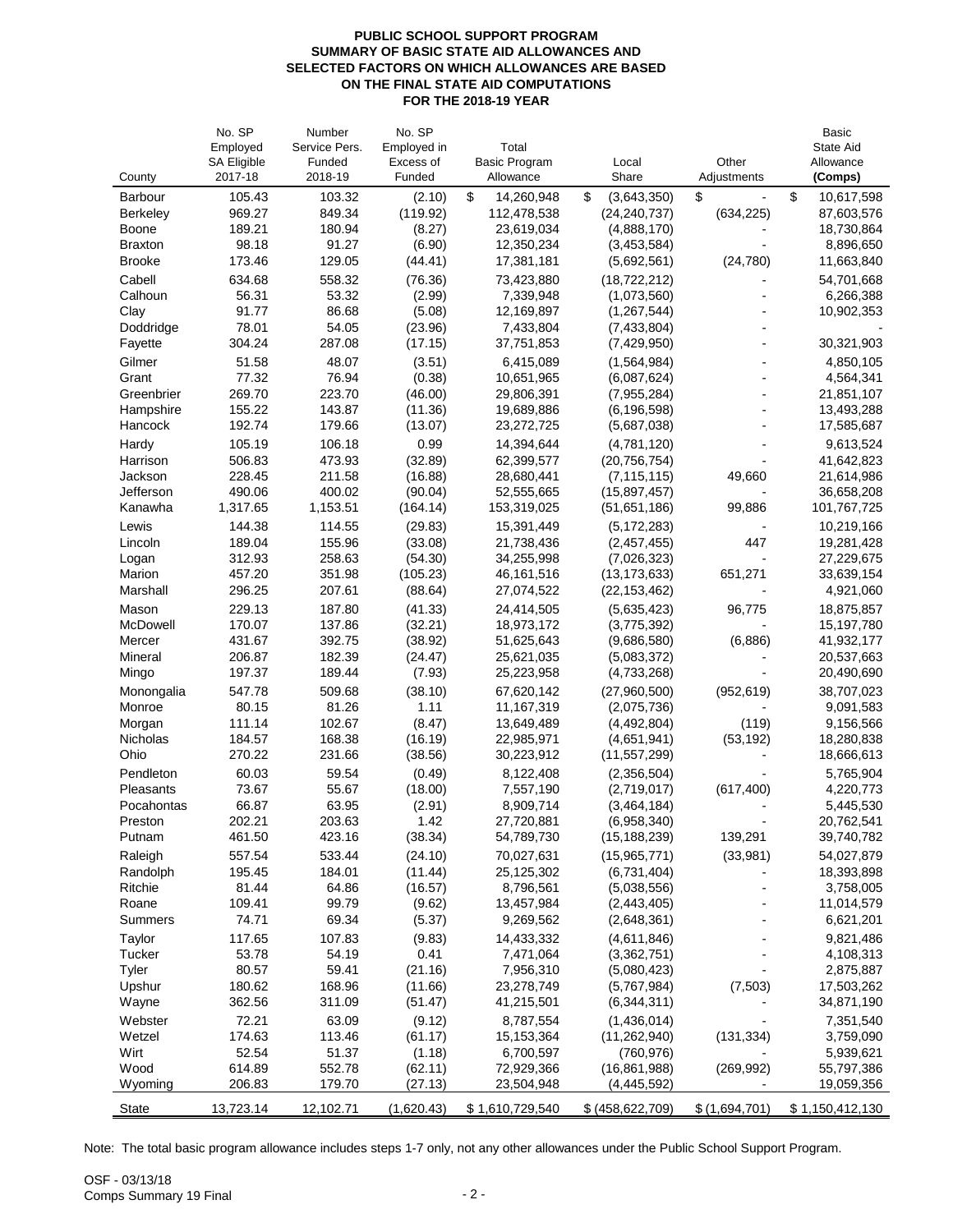**PUBLIC SCHOOL SUPPORT PROGRAM**
**SUMMARY OF BASIC STATE AID ALLOWANCES AND**
**SELECTED FACTORS ON WHICH ALLOWANCES ARE BASED**
**ON THE FINAL STATE AID COMPUTATIONS**
**FOR THE 2018-19 YEAR**

| County | No. SP Employed SA Eligible 2017-18 | Number Service Pers. Funded 2018-19 | No. SP Employed in Excess of Funded | Total Basic Program Allowance | Local Share | Other Adjustments | Basic State Aid Allowance (Comps) |
|---|---|---|---|---|---|---|---|
| Barbour | 105.43 | 103.32 | (2.10) | $ 14,260,948 | $ (3,643,350) | $ - | $ 10,617,598 |
| Berkeley | 969.27 | 849.34 | (119.92) | 112,478,538 | (24,240,737) | (634,225) | 87,603,576 |
| Boone | 189.21 | 180.94 | (8.27) | 23,619,034 | (4,888,170) | - | 18,730,864 |
| Braxton | 98.18 | 91.27 | (6.90) | 12,350,234 | (3,453,584) | - | 8,896,650 |
| Brooke | 173.46 | 129.05 | (44.41) | 17,381,181 | (5,692,561) | (24,780) | 11,663,840 |
| Cabell | 634.68 | 558.32 | (76.36) | 73,423,880 | (18,722,212) | - | 54,701,668 |
| Calhoun | 56.31 | 53.32 | (2.99) | 7,339,948 | (1,073,560) | - | 6,266,388 |
| Clay | 91.77 | 86.68 | (5.08) | 12,169,897 | (1,267,544) | - | 10,902,353 |
| Doddridge | 78.01 | 54.05 | (23.96) | 7,433,804 | (7,433,804) | - | - |
| Fayette | 304.24 | 287.08 | (17.15) | 37,751,853 | (7,429,950) | - | 30,321,903 |
| Gilmer | 51.58 | 48.07 | (3.51) | 6,415,089 | (1,564,984) | - | 4,850,105 |
| Grant | 77.32 | 76.94 | (0.38) | 10,651,965 | (6,087,624) | - | 4,564,341 |
| Greenbrier | 269.70 | 223.70 | (46.00) | 29,806,391 | (7,955,284) | - | 21,851,107 |
| Hampshire | 155.22 | 143.87 | (11.36) | 19,689,886 | (6,196,598) | - | 13,493,288 |
| Hancock | 192.74 | 179.66 | (13.07) | 23,272,725 | (5,687,038) | - | 17,585,687 |
| Hardy | 105.19 | 106.18 | 0.99 | 14,394,644 | (4,781,120) | - | 9,613,524 |
| Harrison | 506.83 | 473.93 | (32.89) | 62,399,577 | (20,756,754) | - | 41,642,823 |
| Jackson | 228.45 | 211.58 | (16.88) | 28,680,441 | (7,115,115) | 49,660 | 21,614,986 |
| Jefferson | 490.06 | 400.02 | (90.04) | 52,555,665 | (15,897,457) | - | 36,658,208 |
| Kanawha | 1,317.65 | 1,153.51 | (164.14) | 153,319,025 | (51,651,186) | 99,886 | 101,767,725 |
| Lewis | 144.38 | 114.55 | (29.83) | 15,391,449 | (5,172,283) | - | 10,219,166 |
| Lincoln | 189.04 | 155.96 | (33.08) | 21,738,436 | (2,457,455) | 447 | 19,281,428 |
| Logan | 312.93 | 258.63 | (54.30) | 34,255,998 | (7,026,323) | - | 27,229,675 |
| Marion | 457.20 | 351.98 | (105.23) | 46,161,516 | (13,173,633) | 651,271 | 33,639,154 |
| Marshall | 296.25 | 207.61 | (88.64) | 27,074,522 | (22,153,462) | - | 4,921,060 |
| Mason | 229.13 | 187.80 | (41.33) | 24,414,505 | (5,635,423) | 96,775 | 18,875,857 |
| McDowell | 170.07 | 137.86 | (32.21) | 18,973,172 | (3,775,392) | - | 15,197,780 |
| Mercer | 431.67 | 392.75 | (38.92) | 51,625,643 | (9,686,580) | (6,886) | 41,932,177 |
| Mineral | 206.87 | 182.39 | (24.47) | 25,621,035 | (5,083,372) | - | 20,537,663 |
| Mingo | 197.37 | 189.44 | (7.93) | 25,223,958 | (4,733,268) | - | 20,490,690 |
| Monongalia | 547.78 | 509.68 | (38.10) | 67,620,142 | (27,960,500) | (952,619) | 38,707,023 |
| Monroe | 80.15 | 81.26 | 1.11 | 11,167,319 | (2,075,736) | - | 9,091,583 |
| Morgan | 111.14 | 102.67 | (8.47) | 13,649,489 | (4,492,804) | (119) | 9,156,566 |
| Nicholas | 184.57 | 168.38 | (16.19) | 22,985,971 | (4,651,941) | (53,192) | 18,280,838 |
| Ohio | 270.22 | 231.66 | (38.56) | 30,223,912 | (11,557,299) | - | 18,666,613 |
| Pendleton | 60.03 | 59.54 | (0.49) | 8,122,408 | (2,356,504) | - | 5,765,904 |
| Pleasants | 73.67 | 55.67 | (18.00) | 7,557,190 | (2,719,017) | (617,400) | 4,220,773 |
| Pocahontas | 66.87 | 63.95 | (2.91) | 8,909,714 | (3,464,184) | - | 5,445,530 |
| Preston | 202.21 | 203.63 | 1.42 | 27,720,881 | (6,958,340) | - | 20,762,541 |
| Putnam | 461.50 | 423.16 | (38.34) | 54,789,730 | (15,188,239) | 139,291 | 39,740,782 |
| Raleigh | 557.54 | 533.44 | (24.10) | 70,027,631 | (15,965,771) | (33,981) | 54,027,879 |
| Randolph | 195.45 | 184.01 | (11.44) | 25,125,302 | (6,731,404) | - | 18,393,898 |
| Ritchie | 81.44 | 64.86 | (16.57) | 8,796,561 | (5,038,556) | - | 3,758,005 |
| Roane | 109.41 | 99.79 | (9.62) | 13,457,984 | (2,443,405) | - | 11,014,579 |
| Summers | 74.71 | 69.34 | (5.37) | 9,269,562 | (2,648,361) | - | 6,621,201 |
| Taylor | 117.65 | 107.83 | (9.83) | 14,433,332 | (4,611,846) | - | 9,821,486 |
| Tucker | 53.78 | 54.19 | 0.41 | 7,471,064 | (3,362,751) | - | 4,108,313 |
| Tyler | 80.57 | 59.41 | (21.16) | 7,956,310 | (5,080,423) | - | 2,875,887 |
| Upshur | 180.62 | 168.96 | (11.66) | 23,278,749 | (5,767,984) | (7,503) | 17,503,262 |
| Wayne | 362.56 | 311.09 | (51.47) | 41,215,501 | (6,344,311) | - | 34,871,190 |
| Webster | 72.21 | 63.09 | (9.12) | 8,787,554 | (1,436,014) | - | 7,351,540 |
| Wetzel | 174.63 | 113.46 | (61.17) | 15,153,364 | (11,262,940) | (131,334) | 3,759,090 |
| Wirt | 52.54 | 51.37 | (1.18) | 6,700,597 | (760,976) | - | 5,939,621 |
| Wood | 614.89 | 552.78 | (62.11) | 72,929,366 | (16,861,988) | (269,992) | 55,797,386 |
| Wyoming | 206.83 | 179.70 | (27.13) | 23,504,948 | (4,445,592) | - | 19,059,356 |
| State | 13,723.14 | 12,102.71 | (1,620.43) | $ 1,610,729,540 | $ (458,622,709) | $ (1,694,701) | $ 1,150,412,130 |

Note: The total basic program allowance includes steps 1-7 only, not any other allowances under the Public School Support Program.

OSF - 03/13/18
Comps Summary 19 Final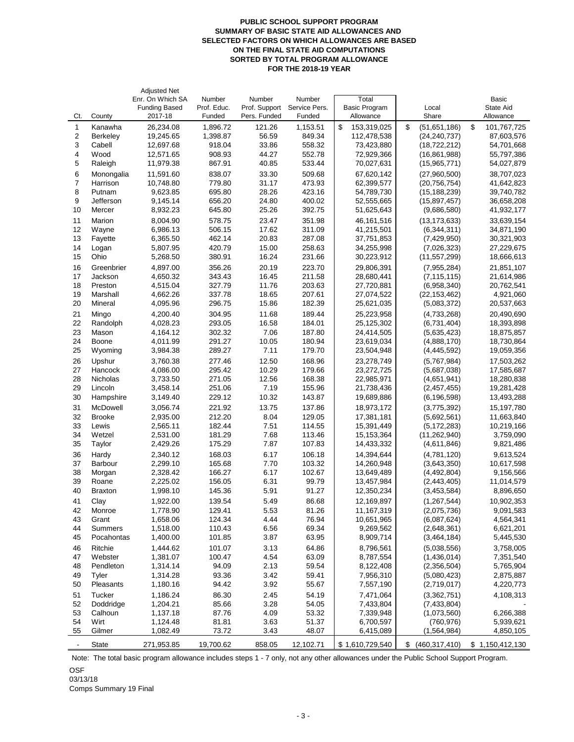**PUBLIC SCHOOL SUPPORT PROGRAM**
**SUMMARY OF BASIC STATE AID ALLOWANCES AND**
**SELECTED FACTORS ON WHICH ALLOWANCES ARE BASED**
**ON THE FINAL STATE AID COMPUTATIONS**
**SORTED BY TOTAL PROGRAM ALLOWANCE**
**FOR THE 2018-19 YEAR**

| Ct. | County | Adjusted Net Enr. On Which SA Funding Based 2017-18 | Number Prof. Educ. Funded | Number Prof. Support Pers. Funded | Number Service Pers. Funded | Total Basic Program Allowance | Local Share | Basic State Aid Allowance |
|---|---|---|---|---|---|---|---|---|
| 1 | Kanawha | 26,234.08 | 1,896.72 | 121.26 | 1,153.51 | $ 153,319,025 | $ (51,651,186) | $ 101,767,725 |
| 2 | Berkeley | 19,245.65 | 1,398.87 | 56.59 | 849.34 | 112,478,538 | (24,240,737) | 87,603,576 |
| 3 | Cabell | 12,697.68 | 918.04 | 33.86 | 558.32 | 73,423,880 | (18,722,212) | 54,701,668 |
| 4 | Wood | 12,571.65 | 908.93 | 44.27 | 552.78 | 72,929,366 | (16,861,988) | 55,797,386 |
| 5 | Raleigh | 11,979.38 | 867.91 | 40.85 | 533.44 | 70,027,631 | (15,965,771) | 54,027,879 |
| 6 | Monongalia | 11,591.60 | 838.07 | 33.30 | 509.68 | 67,620,142 | (27,960,500) | 38,707,023 |
| 7 | Harrison | 10,748.80 | 779.80 | 31.17 | 473.93 | 62,399,577 | (20,756,754) | 41,642,823 |
| 8 | Putnam | 9,623.85 | 695.80 | 28.26 | 423.16 | 54,789,730 | (15,188,239) | 39,740,782 |
| 9 | Jefferson | 9,145.14 | 656.20 | 24.80 | 400.02 | 52,555,665 | (15,897,457) | 36,658,208 |
| 10 | Mercer | 8,932.23 | 645.80 | 25.26 | 392.75 | 51,625,643 | (9,686,580) | 41,932,177 |
| 11 | Marion | 8,004.90 | 578.75 | 23.47 | 351.98 | 46,161,516 | (13,173,633) | 33,639,154 |
| 12 | Wayne | 6,986.13 | 506.15 | 17.62 | 311.09 | 41,215,501 | (6,344,311) | 34,871,190 |
| 13 | Fayette | 6,365.50 | 462.14 | 20.83 | 287.08 | 37,751,853 | (7,429,950) | 30,321,903 |
| 14 | Logan | 5,807.95 | 420.79 | 15.00 | 258.63 | 34,255,998 | (7,026,323) | 27,229,675 |
| 15 | Ohio | 5,268.50 | 380.91 | 16.24 | 231.66 | 30,223,912 | (11,557,299) | 18,666,613 |
| 16 | Greenbrier | 4,897.00 | 356.26 | 20.19 | 223.70 | 29,806,391 | (7,955,284) | 21,851,107 |
| 17 | Jackson | 4,650.32 | 343.43 | 16.45 | 211.58 | 28,680,441 | (7,115,115) | 21,614,986 |
| 18 | Preston | 4,515.04 | 327.79 | 11.76 | 203.63 | 27,720,881 | (6,958,340) | 20,762,541 |
| 19 | Marshall | 4,662.26 | 337.78 | 18.65 | 207.61 | 27,074,522 | (22,153,462) | 4,921,060 |
| 20 | Mineral | 4,095.96 | 296.75 | 15.86 | 182.39 | 25,621,035 | (5,083,372) | 20,537,663 |
| 21 | Mingo | 4,200.40 | 304.95 | 11.68 | 189.44 | 25,223,958 | (4,733,268) | 20,490,690 |
| 22 | Randolph | 4,028.23 | 293.05 | 16.58 | 184.01 | 25,125,302 | (6,731,404) | 18,393,898 |
| 23 | Mason | 4,164.12 | 302.32 | 7.06 | 187.80 | 24,414,505 | (5,635,423) | 18,875,857 |
| 24 | Boone | 4,011.99 | 291.27 | 10.05 | 180.94 | 23,619,034 | (4,888,170) | 18,730,864 |
| 25 | Wyoming | 3,984.38 | 289.27 | 7.11 | 179.70 | 23,504,948 | (4,445,592) | 19,059,356 |
| 26 | Upshur | 3,760.38 | 277.46 | 12.50 | 168.96 | 23,278,749 | (5,767,984) | 17,503,262 |
| 27 | Hancock | 4,086.00 | 295.42 | 10.29 | 179.66 | 23,272,725 | (5,687,038) | 17,585,687 |
| 28 | Nicholas | 3,733.50 | 271.05 | 12.56 | 168.38 | 22,985,971 | (4,651,941) | 18,280,838 |
| 29 | Lincoln | 3,458.14 | 251.06 | 7.19 | 155.96 | 21,738,436 | (2,457,455) | 19,281,428 |
| 30 | Hampshire | 3,149.40 | 229.12 | 10.32 | 143.87 | 19,689,886 | (6,196,598) | 13,493,288 |
| 31 | McDowell | 3,056.74 | 221.92 | 13.75 | 137.86 | 18,973,172 | (3,775,392) | 15,197,780 |
| 32 | Brooke | 2,935.00 | 212.20 | 8.04 | 129.05 | 17,381,181 | (5,692,561) | 11,663,840 |
| 33 | Lewis | 2,565.11 | 182.44 | 7.51 | 114.55 | 15,391,449 | (5,172,283) | 10,219,166 |
| 34 | Wetzel | 2,531.00 | 181.29 | 7.68 | 113.46 | 15,153,364 | (11,262,940) | 3,759,090 |
| 35 | Taylor | 2,429.26 | 175.29 | 7.87 | 107.83 | 14,433,332 | (4,611,846) | 9,821,486 |
| 36 | Hardy | 2,340.12 | 168.03 | 6.17 | 106.18 | 14,394,644 | (4,781,120) | 9,613,524 |
| 37 | Barbour | 2,299.10 | 165.68 | 7.70 | 103.32 | 14,260,948 | (3,643,350) | 10,617,598 |
| 38 | Morgan | 2,328.42 | 166.27 | 6.17 | 102.67 | 13,649,489 | (4,492,804) | 9,156,566 |
| 39 | Roane | 2,225.02 | 156.05 | 6.31 | 99.79 | 13,457,984 | (2,443,405) | 11,014,579 |
| 40 | Braxton | 1,998.10 | 145.36 | 5.91 | 91.27 | 12,350,234 | (3,453,584) | 8,896,650 |
| 41 | Clay | 1,922.00 | 139.54 | 5.49 | 86.68 | 12,169,897 | (1,267,544) | 10,902,353 |
| 42 | Monroe | 1,778.90 | 129.41 | 5.53 | 81.26 | 11,167,319 | (2,075,736) | 9,091,583 |
| 43 | Grant | 1,658.06 | 124.34 | 4.44 | 76.94 | 10,651,965 | (6,087,624) | 4,564,341 |
| 44 | Summers | 1,518.00 | 110.43 | 6.56 | 69.34 | 9,269,562 | (2,648,361) | 6,621,201 |
| 45 | Pocahontas | 1,400.00 | 101.85 | 3.87 | 63.95 | 8,909,714 | (3,464,184) | 5,445,530 |
| 46 | Ritchie | 1,444.62 | 101.07 | 3.13 | 64.86 | 8,796,561 | (5,038,556) | 3,758,005 |
| 47 | Webster | 1,381.07 | 100.47 | 4.54 | 63.09 | 8,787,554 | (1,436,014) | 7,351,540 |
| 48 | Pendleton | 1,314.14 | 94.09 | 2.13 | 59.54 | 8,122,408 | (2,356,504) | 5,765,904 |
| 49 | Tyler | 1,314.28 | 93.36 | 3.42 | 59.41 | 7,956,310 | (5,080,423) | 2,875,887 |
| 50 | Pleasants | 1,180.16 | 94.42 | 3.92 | 55.67 | 7,557,190 | (2,719,017) | 4,220,773 |
| 51 | Tucker | 1,186.24 | 86.30 | 2.45 | 54.19 | 7,471,064 | (3,362,751) | 4,108,313 |
| 52 | Doddridge | 1,204.21 | 85.66 | 3.28 | 54.05 | 7,433,804 | (7,433,804) | - |
| 53 | Calhoun | 1,137.18 | 87.76 | 4.09 | 53.32 | 7,339,948 | (1,073,560) | 6,266,388 |
| 54 | Wirt | 1,124.48 | 81.81 | 3.63 | 51.37 | 6,700,597 | (760,976) | 5,939,621 |
| 55 | Gilmer | 1,082.49 | 73.72 | 3.43 | 48.07 | 6,415,089 | (1,564,984) | 4,850,105 |
| - | State | 271,953.85 | 19,700.62 | 858.05 | 12,102.71 | $ 1,610,729,540 | $ (460,317,410) | $ 1,150,412,130 |

Note: The total basic program allowance includes steps 1 - 7 only, not any other allowances under the Public School Support Program.

OSF
03/13/18
Comps Summary 19 Final